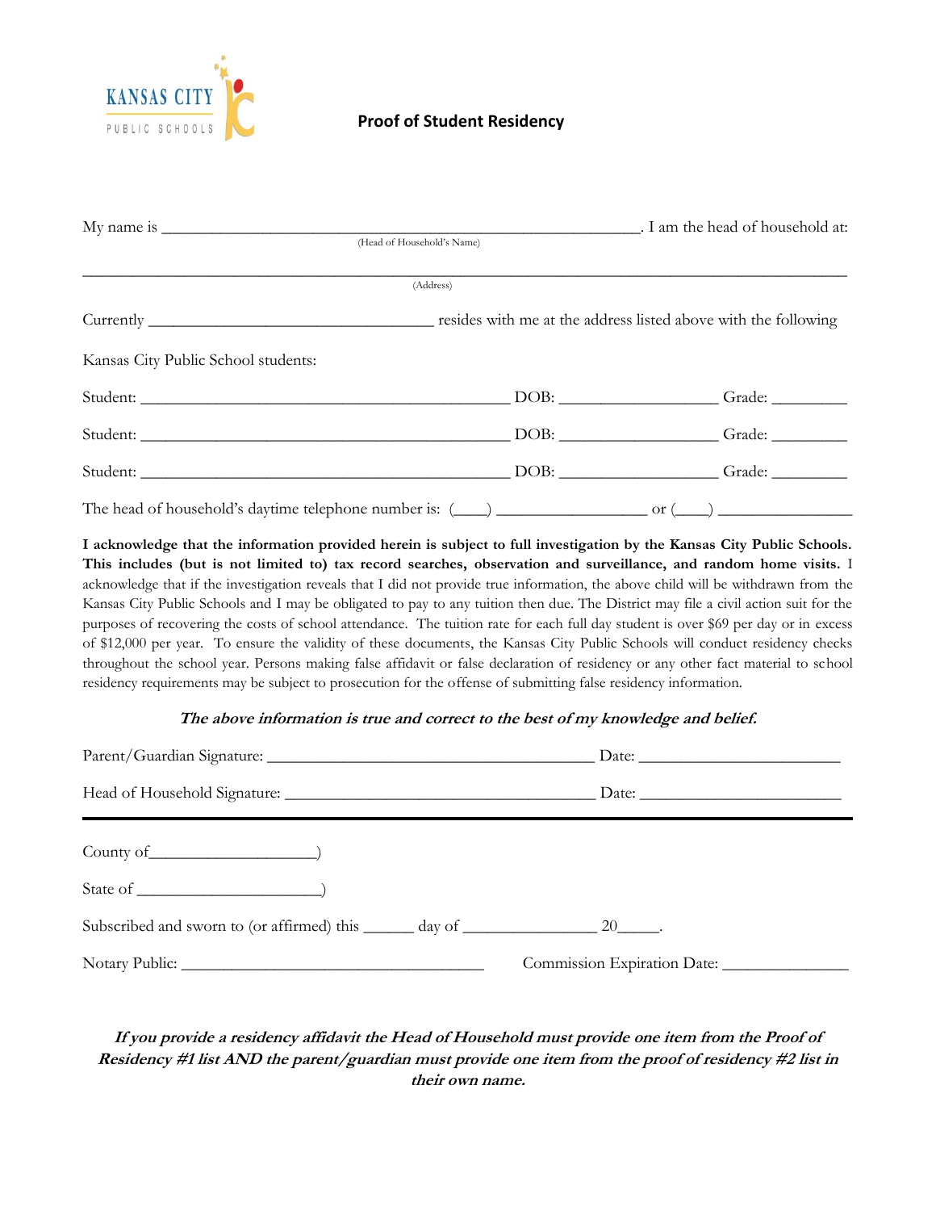KANSAS CITY PUBLIC SCHOOLS

# Proof of Student Residency

My name is ________________________________________________________. I am the head of household at:
(Head of Household's Name)

_______________________________________________________________________________________
(Address)

Currently _________________________________ resides with me at the address listed above with the following

Kansas City Public School students:

Student: ___________________________________________ DOB: __________________ Grade: _________

Student: ___________________________________________ DOB: __________________ Grade: _________

Student: ___________________________________________ DOB: __________________ Grade: _________

The head of household's daytime telephone number is: (____) _________________ or (____) _______________

**I acknowledge that the information provided herein is subject to full investigation by the Kansas City Public Schools. This includes (but is not limited to) tax record searches, observation and surveillance, and random home visits.** I acknowledge that if the investigation reveals that I did not provide true information, the above child will be withdrawn from the Kansas City Public Schools and I may be obligated to pay to any tuition then due. The District may file a civil action suit for the purposes of recovering the costs of school attendance. The tuition rate for each full day student is over $69 per day or in excess of $12,000 per year. To ensure the validity of these documents, the Kansas City Public Schools will conduct residency checks throughout the school year. Persons making false affidavit or false declaration of residency or any other fact material to school residency requirements may be subject to prosecution for the offense of submitting false residency information.

***The above information is true and correct to the best of my knowledge and belief.***

Parent/Guardian Signature: _______________________________________ Date: _______________________

Head of Household Signature: _____________________________________ Date: _______________________

---

County of___________________)

State of _____________________)

Subscribed and sworn to (or affirmed) this ______ day of ________________ 20_____.

Notary Public: ___________________________________ Commission Expiration Date: ______________

***If you provide a residency affidavit the Head of Household must provide one item from the Proof of Residency #1 list AND the parent/guardian must provide one item from the proof of residency #2 list in their own name.***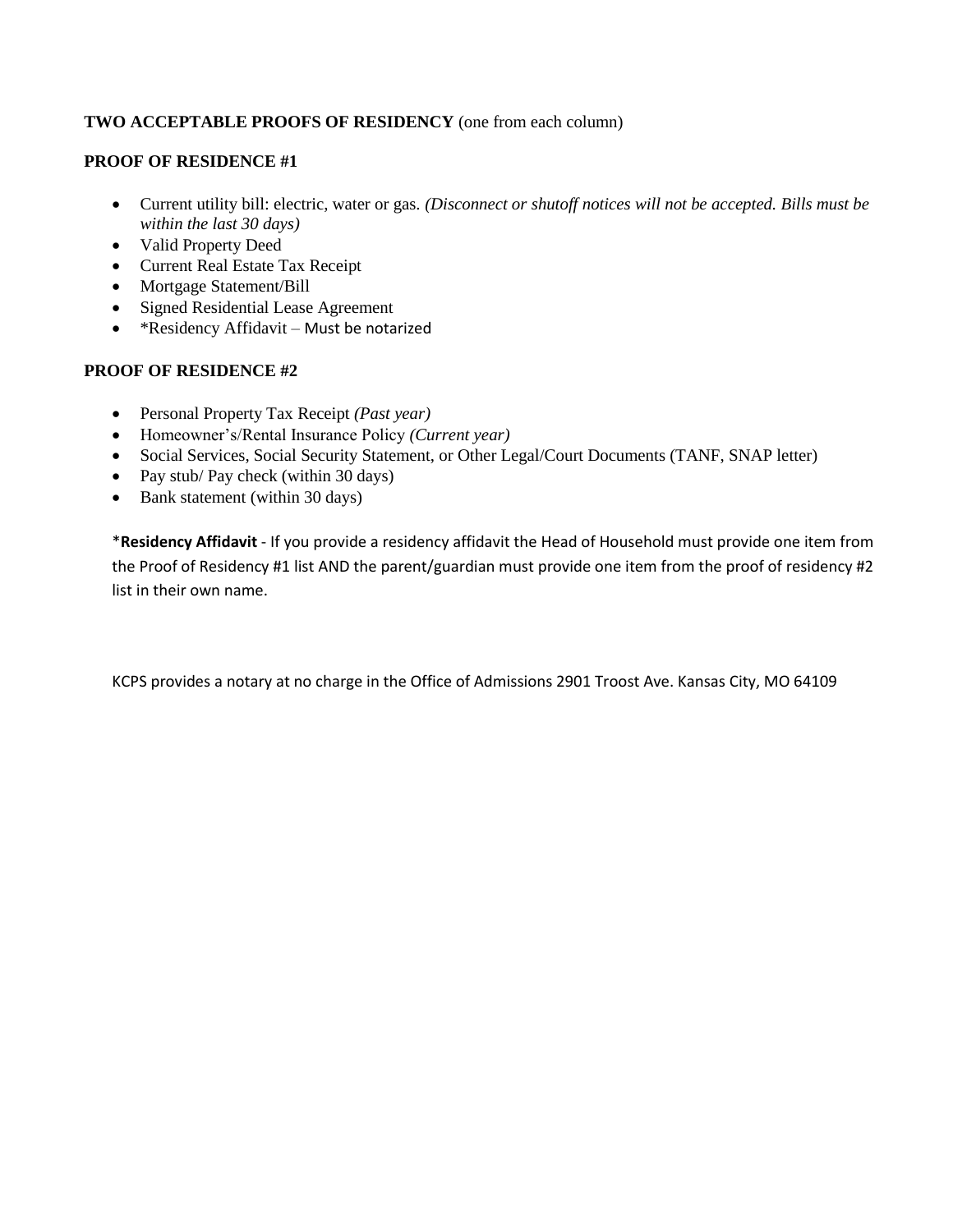**TWO ACCEPTABLE PROOFS OF RESIDENCY** (one from each column)

**PROOF OF RESIDENCE #1**

- Current utility bill: electric, water or gas. *(Disconnect or shutoff notices will not be accepted. Bills must be within the last 30 days)*
- Valid Property Deed
- Current Real Estate Tax Receipt
- Mortgage Statement/Bill
- Signed Residential Lease Agreement
- *Residency Affidavit – Must be notarized

**PROOF OF RESIDENCE #2**

- Personal Property Tax Receipt *(Past year)*
- Homeowner's/Rental Insurance Policy *(Current year)*
- Social Services, Social Security Statement, or Other Legal/Court Documents (TANF, SNAP letter)
- Pay stub/ Pay check (within 30 days)
- Bank statement (within 30 days)

***Residency Affidavit** - If you provide a residency affidavit the Head of Household must provide one item from the Proof of Residency #1 list AND the parent/guardian must provide one item from the proof of residency #2 list in their own name.

KCPS provides a notary at no charge in the Office of Admissions 2901 Troost Ave. Kansas City, MO 64109